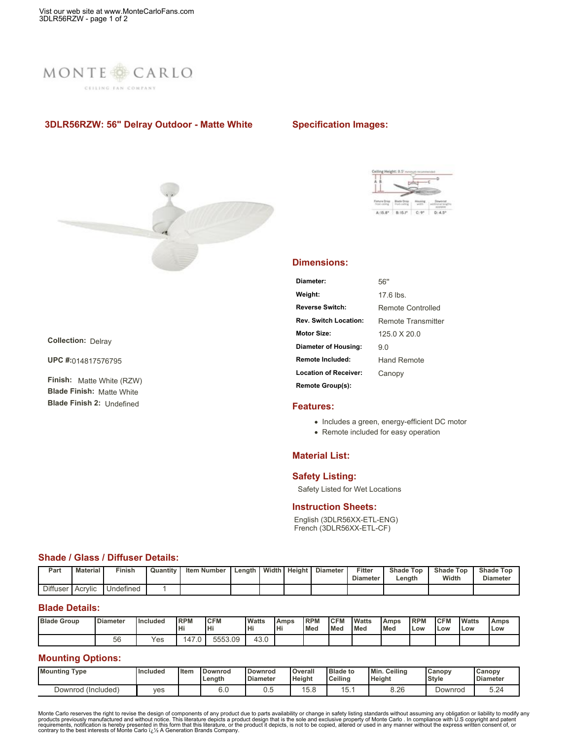MONTE CARLO

CEILING FAN COMPANY

## 3DLR56RZW: 56" Delray Outdoor - Matte White

**Collection:** Delray

**UPC #:** 014817576795

**Finish:** Matte White (RZW)
**Blade Finish:** Matte White
**Blade Finish 2:** Undefined

## Specification Images:

## Dimensions:

| | |
|---|---|
| **Diameter:** | 56" |
| **Weight:** | 17.6 lbs. |
| **Reverse Switch:** | Remote Controlled |
| **Rev. Switch Location:** | Remote Transmitter |
| **Motor Size:** | 125.0 X 20.0 |
| **Diameter of Housing:** | 9.0 |
| **Remote Included:** | Hand Remote |
| **Location of Receiver:** | Canopy |
| **Remote Group(s):** | |

## Features:

- Includes a green, energy-efficient DC motor
- Remote included for easy operation

## Material List:

## Safety Listing:

Safety Listed for Wet Locations

## Instruction Sheets:

English (3DLR56XX-ETL-ENG)
French (3DLR56XX-ETL-CF)

## Shade / Glass / Diffuser Details:

| Part | Material | Finish | Quantity | Item Number | Length | Width | Height | Diameter | Fitter Diameter | Shade Top Length | Shade Top Width | Shade Top Diameter |
|---|---|---|---|---|---|---|---|---|---|---|---|---|
| Diffuser | Acrylic | Undefined | 1 | | | | | | | | | |

## Blade Details:

| Blade Group | Diameter | Included | RPM Hi | CFM Hi | Watts Hi | Amps Hi | RPM Med | CFM Med | Watts Med | Amps Med | RPM Low | CFM Low | Watts Low | Amps Low |
|---|---|---|---|---|---|---|---|---|---|---|---|---|---|---|
| | 56 | Yes | 147.0 | 5553.09 | 43.0 | | | | | | | | | |

## Mounting Options:

| Mounting Type | Included | Item | Downrod Length | Downrod Diameter | Overall Height | Blade to Ceiling | Min. Ceiling Height | Canopy Style | Canopy Diameter |
|---|---|---|---|---|---|---|---|---|---|
| Downrod (Included) | yes | | 6.0 | 0.5 | 15.8 | 15.1 | 8.26 | Downrod | 5.24 |

Monte Carlo reserves the right to revise the design of components of any product due to parts availability or change in safety listing standards without assuming any obligation or liability to modify any products previously manufactured and without notice. This literature depicts a product design that is the sole and exclusive property of Monte Carlo . In compliance with U.S copyright and patent requirements, notification is hereby presented in this form that this literature, or the product it depicts, is not to be copied, altered or used in any manner without the express written consent of, or contrary to the best interests of Monte Carlo ï¿½ A Generation Brands Company.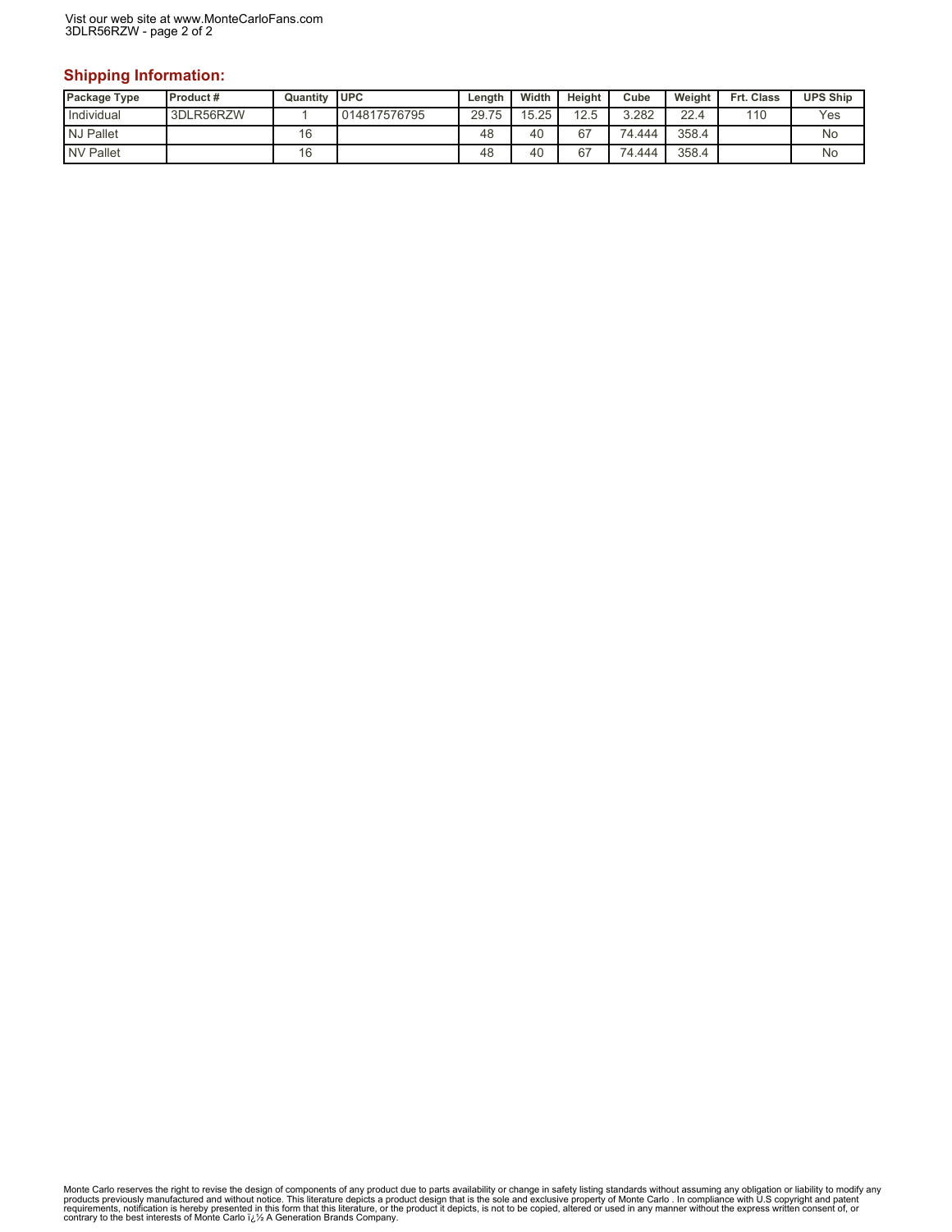## Shipping Information:

| Package Type | Product # | Quantity | UPC | Length | Width | Height | Cube | Weight | Frt. Class | UPS Ship |
|---|---|---|---|---|---|---|---|---|---|---|
| Individual | 3DLR56RZW | 1 | 014817576795 | 29.75 | 15.25 | 12.5 | 3.282 | 22.4 | 110 | Yes |
| NJ Pallet | | 16 | | 48 | 40 | 67 | 74.444 | 358.4 | | No |
| NV Pallet | | 16 | | 48 | 40 | 67 | 74.444 | 358.4 | | No |

Monte Carlo reserves the right to revise the design of components of any product due to parts availability or change in safety listing standards without assuming any obligation or liability to modify any products previously manufactured and without notice. This literature depicts a product design that is the sole and exclusive property of Monte Carlo . In compliance with U.S copyright and patent requirements, notification is hereby presented in this form that this literature, or the product it depicts, is not to be copied, altered or used in any manner without the express written consent of, or contrary to the best interests of Monte Carlo ï¿½ A Generation Brands Company.